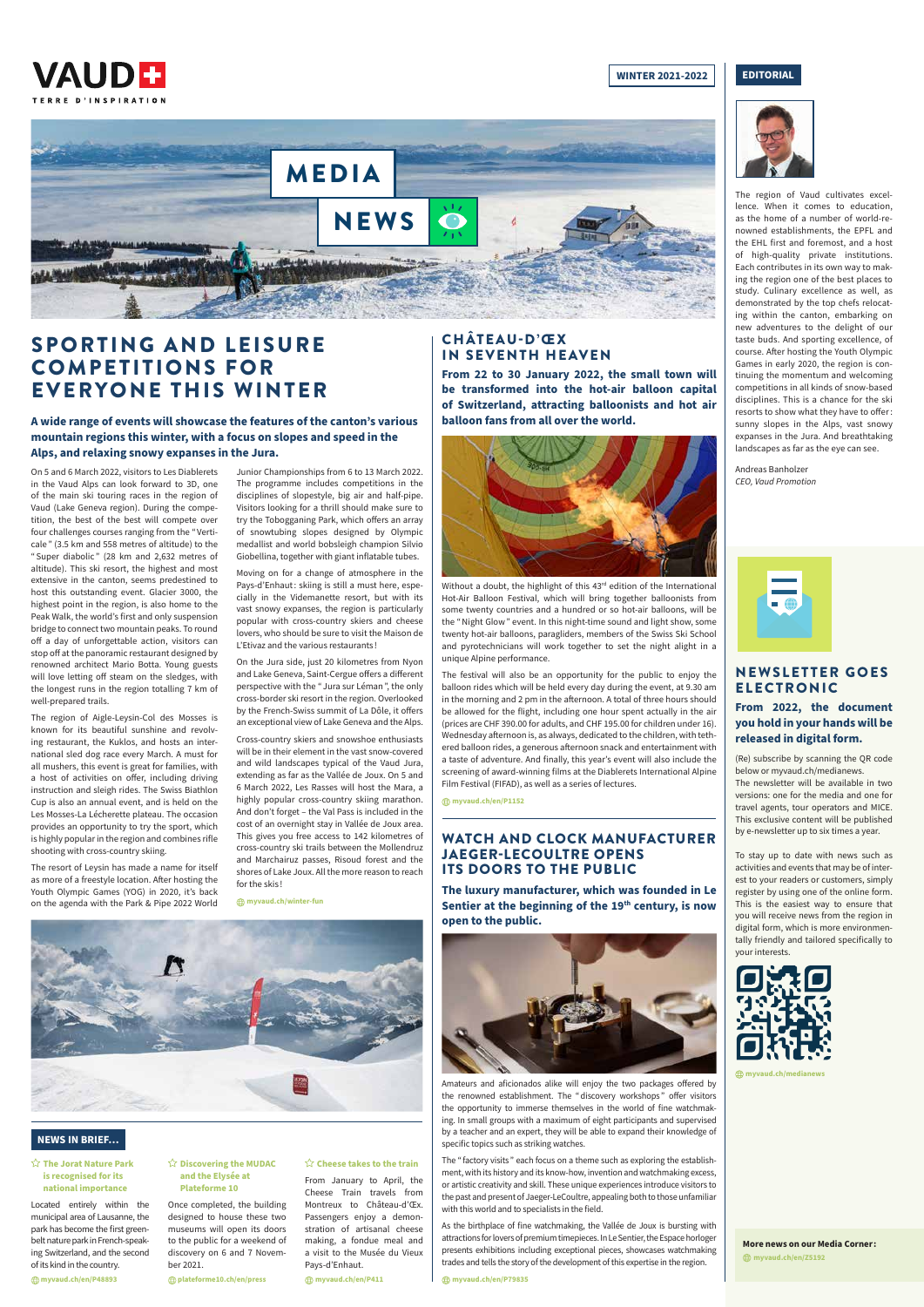VAUD
TERRE D'INSPIRATION

WINTER 2021-2022

MEDIA NEWS

# SPORTING AND LEISURE COMPETITIONS FOR EVERYONE THIS WINTER

**A wide range of events will showcase the features of the canton's various mountain regions this winter, with a focus on slopes and speed in the Alps, and relaxing snowy expanses in the Jura.**

On 5 and 6 March 2022, visitors to Les Diablerets in the Vaud Alps can look forward to 3D, one of the main ski touring races in the region of Vaud (Lake Geneva region). During the competition, the best of the best will compete over four challenges courses ranging from the "Verticale" (3.5 km and 558 metres of altitude) to the "Super diabolic" (28 km and 2,632 metres of altitude). This ski resort, the highest and most extensive in the canton, seems predestined to host this outstanding event. Glacier 3000, the highest point in the region, is also home to the Peak Walk, the world's first and only suspension bridge to connect two mountain peaks. To round off a day of unforgettable action, visitors can stop off at the panoramic restaurant designed by renowned architect Mario Botta. Young guests will love letting off steam on the sledges, with the longest runs in the region totalling 7 km of well-prepared trails.

The region of Aigle-Leysin-Col des Mosses is known for its beautiful sunshine and revolving restaurant, the Kuklos, and hosts an international sled dog race every March. A must for all mushers, this event is great for families, with a host of activities on offer, including driving instruction and sleigh rides. The Swiss Biathlon Cup is also an annual event, and is held on the Les Mosses-La Lécherette plateau. The occasion provides an opportunity to try the sport, which is highly popular in the region and combines rifle shooting with cross-country skiing.

The resort of Leysin has made a name for itself as more of a freestyle location. After hosting the Youth Olympic Games (YOG) in 2020, it's back on the agenda with the Park & Pipe 2022 World Junior Championships from 6 to 13 March 2022. The programme includes competitions in the disciplines of slopestyle, big air and half-pipe. Visitors looking for a thrill should make sure to try the Tobogganing Park, which offers an array of snowtubing slopes designed by Olympic medallist and world bobsleigh champion Silvio Giobellina, together with giant inflatable tubes.

Moving on for a change of atmosphere in the Pays-d'Enhaut: skiing is still a must here, especially in the Videmanette resort, but with its vast snowy expanses, the region is particularly popular with cross-country skiers and cheese lovers, who should be sure to visit the Maison de L'Etivaz and the various restaurants!

On the Jura side, just 20 kilometres from Nyon and Lake Geneva, Saint-Cergue offers a different perspective with the "Jura sur Léman", the only cross-border ski resort in the region. Overlooked by the French-Swiss summit of La Dôle, it offers an exceptional view of Lake Geneva and the Alps.

Cross-country skiers and snowshoe enthusiasts will be in their element in the vast snow-covered and wild landscapes typical of the Vaud Jura, extending as far as the Vallée de Joux. On 5 and 6 March 2022, Les Rasses will host the Mara, a highly popular cross-country skiing marathon. And don't forget – the Val Pass is included in the cost of an overnight stay in Vallée de Joux area. This gives you free access to 142 kilometres of cross-country ski trails between the Mollendruz and Marchairuz passes, Risoud forest and the shores of Lake Joux. All the more reason to reach for the skis!

myvaud.ch/winter-fun

# CHÂTEAU-D'ŒX IN SEVENTH HEAVEN

**From 22 to 30 January 2022, the small town will be transformed into the hot-air balloon capital of Switzerland, attracting balloonists and hot air balloon fans from all over the world.**

Without a doubt, the highlight of this 43rd edition of the International Hot-Air Balloon Festival, which will bring together balloonists from some twenty countries and a hundred or so hot-air balloons, will be the "Night Glow" event. In this night-time sound and light show, some twenty hot-air balloons, paragliders, members of the Swiss Ski School and pyrotechnicians will work together to set the night alight in a unique Alpine performance.

The festival will also be an opportunity for the public to enjoy the balloon rides which will be held every day during the event, at 9.30 am in the morning and 2 pm in the afternoon. A total of three hours should be allowed for the flight, including one hour spent actually in the air (prices are CHF 390.00 for adults, and CHF 195.00 for children under 16). Wednesday afternoon is, as always, dedicated to the children, with tethered balloon rides, a generous afternoon snack and entertainment with a taste of adventure. And finally, this year's event will also include the screening of award-winning films at the Diablerets International Alpine Film Festival (FIFAD), as well as a series of lectures.

myvaud.ch/en/P1152

# WATCH AND CLOCK MANUFACTURER JAEGER-LECOULTRE OPENS ITS DOORS TO THE PUBLIC

**The luxury manufacturer, which was founded in Le Sentier at the beginning of the 19th century, is now open to the public.**

Amateurs and aficionados alike will enjoy the two packages offered by the renowned establishment. The "discovery workshops" offer visitors the opportunity to immerse themselves in the world of fine watchmaking. In small groups with a maximum of eight participants and supervised by a teacher and an expert, they will be able to expand their knowledge of specific topics such as striking watches.

The "factory visits" each focus on a theme such as exploring the establishment, with its history and its know-how, invention and watchmaking excess, or artistic creativity and skill. These unique experiences introduce visitors to the past and present of Jaeger-LeCoultre, appealing both to those unfamiliar with this world and to specialists in the field.

As the birthplace of fine watchmaking, the Vallée de Joux is bursting with attractions for lovers of premium timepieces. In Le Sentier, the Espace horloger presents exhibitions including exceptional pieces, showcases watchmaking trades and tells the story of the development of this expertise in the region.

myvaud.ch/en/P79835

## NEWS IN BRIEF...

### The Jorat Nature Park is recognised for its national importance

Located entirely within the municipal area of Lausanne, the park has become the first greenbelt nature park in French-speaking Switzerland, and the second of its kind in the country.

myvaud.ch/en/P48893

### Discovering the MUDAC and the Elysée at Plateforme 10

Once completed, the building designed to house these two museums will open its doors to the public for a weekend of discovery on 6 and 7 November 2021.

plateforme10.ch/en/press

### Cheese takes to the train

From January to April, the Cheese Train travels from Montreux to Château-d'Œx. Passengers enjoy a demonstration of artisanal cheese making, a fondue meal and a visit to the Musée du Vieux Pays-d'Enhaut.

myvaud.ch/en/P411

## EDITORIAL

The region of Vaud cultivates excellence. When it comes to education, as the home of a number of world-renowned establishments, the EPFL and the EHL first and foremost, and a host of high-quality private institutions. Each contributes in its own way to making the region one of the best places to study. Culinary excellence as well, as demonstrated by the top chefs relocating within the canton, embarking on new adventures to the delight of our taste buds. And sporting excellence, of course. After hosting the Youth Olympic Games in early 2020, the region is continuing the momentum and welcoming competitions in all kinds of snow-based disciplines. This is a chance for the ski resorts to show what they have to offer: sunny slopes in the Alps, vast snowy expanses in the Jura. And breathtaking landscapes as far as the eye can see.

Andreas Banholzer
*CEO, Vaud Promotion*

# NEWSLETTER GOES ELECTRONIC

**From 2022, the document you hold in your hands will be released in digital form.**

(Re) subscribe by scanning the QR code below or myvaud.ch/medianews.
The newsletter will be available in two versions: one for the media and one for travel agents, tour operators and MICE. This exclusive content will be published by e-newsletter up to six times a year.

To stay up to date with news such as activities and events that may be of interest to your readers or customers, simply register by using one of the online form. This is the easiest way to ensure that you will receive news from the region in digital form, which is more environmentally friendly and tailored specifically to your interests.

myvaud.ch/medianews

**More news on our Media Corner:**
myvaud.ch/en/Z5192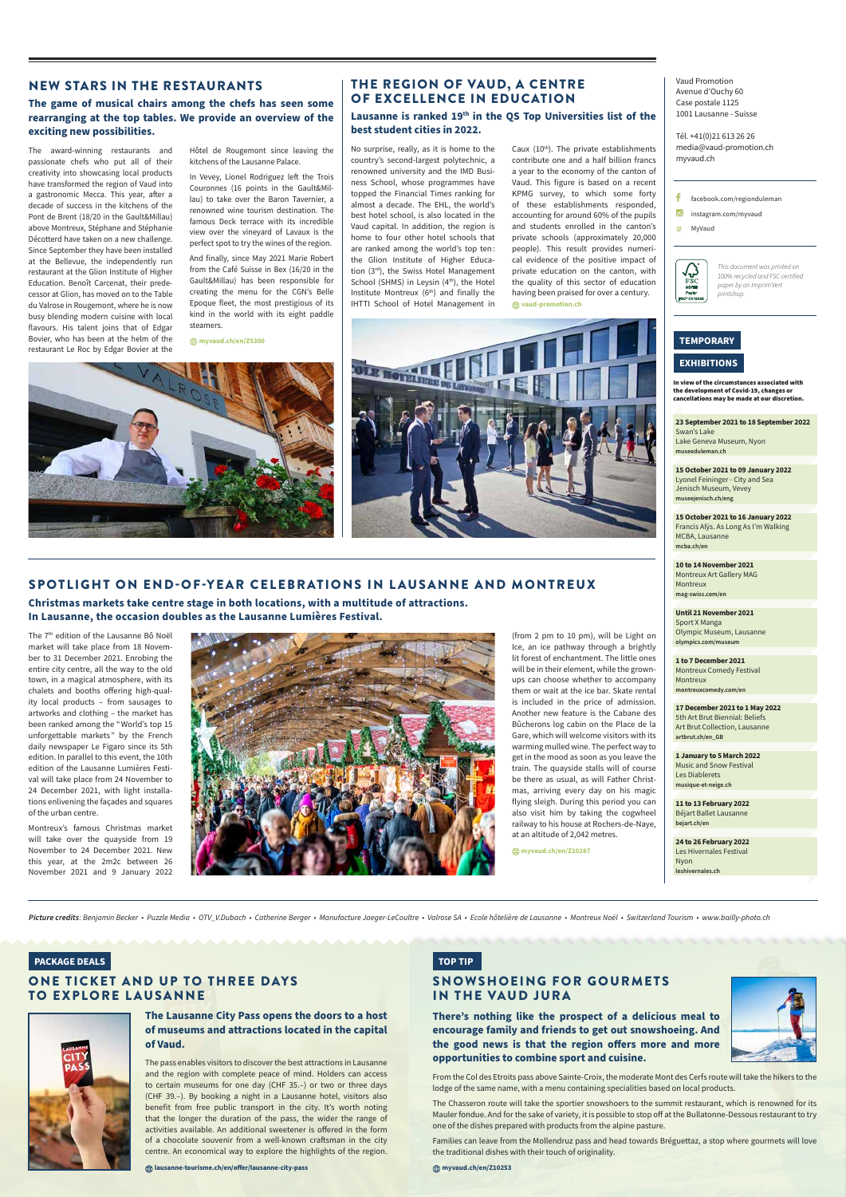## NEW STARS IN THE RESTAURANTS

### The game of musical chairs among the chefs has seen some rearranging at the top tables. We provide an overview of the exciting new possibilities.

The award-winning restaurants and passionate chefs who put all of their creativity into showcasing local products have transformed the region of Vaud into a gastronomic Mecca. This year, after a decade of success in the kitchens of the Pont de Brent (18/20 in the Gault&Millau) above Montreux, Stéphane and Stéphanie Décotterd have taken on a new challenge. Since September they have been installed at the Bellevue, the independently run restaurant at the Glion Institute of Higher Education. Benoît Carcenat, their predecessor at Glion, has moved on to the Table du Valrose in Rougemont, where he is now busy blending modern cuisine with local flavours. His talent joins that of Edgar Bovier, who has been at the helm of the restaurant Le Roc by Edgar Bovier at the Hôtel de Rougemont since leaving the kitchens of the Lausanne Palace.

In Vevey, Lionel Rodriguez left the Trois Couronnes (16 points in the Gault&Millau) to take over the Baron Tavernier, a renowned wine tourism destination. The famous Deck terrace with its incredible view over the vineyard of Lavaux is the perfect spot to try the wines of the region.

And finally, since May 2021 Marie Robert from the Café Suisse in Bex (16/20 in the Gault&Millau) has been responsible for creating the menu for the CGN's Belle Epoque fleet, the most prestigious of its kind in the world with its eight paddle steamers.

myvaud.ch/en/Z5300

## THE REGION OF VAUD, A CENTRE OF EXCELLENCE IN EDUCATION

### Lausanne is ranked 19th in the QS Top Universities list of the best student cities in 2022.

No surprise, really, as it is home to the country's second-largest polytechnic, a renowned university and the IMD Business School, whose programmes have topped the Financial Times ranking for almost a decade. The EHL, the world's best hotel school, is also located in the Vaud capital. In addition, the region is home to four other hotel schools that are ranked among the world's top ten: the Glion Institute of Higher Education (3rd), the Swiss Hotel Management School (SHMS) in Leysin (4th), the Hotel Institute Montreux (6th) and finally the IHTTI School of Hotel Management in Caux (10th). The private establishments contribute one and a half billion francs a year to the economy of the canton of Vaud. This figure is based on a recent KPMG survey, to which some forty of these establishments responded, accounting for around 60% of the pupils and students enrolled in the canton's private schools (approximately 20,000 people). This result provides numerical evidence of the positive impact of private education on the canton, with the quality of this sector of education having been praised for over a century.

vaud-promotion.ch

Vaud Promotion
Avenue d'Ouchy 60
Case postale 1125
1001 Lausanne - Suisse

Tél. +41(0)21 613 26 26
media@vaud-promotion.ch
myvaud.ch

facebook.com/regionduleman
instagram.com/myvaud
MyVaud

*This document was printed on 100% recycled and FSC certified paper by an Imprim'Vert printshop.*

## SPOTLIGHT ON END-OF-YEAR CELEBRATIONS IN LAUSANNE AND MONTREUX

### Christmas markets take centre stage in both locations, with a multitude of attractions. In Lausanne, the occasion doubles as the Lausanne Lumières Festival.

The 7th edition of the Lausanne Bô Noël market will take place from 18 November to 31 December 2021. Enrobing the entire city centre, all the way to the old town, in a magical atmosphere, with its chalets and booths offering high-quality local products – from sausages to artworks and clothing – the market has been ranked among the "World's top 15 unforgettable markets" by the French daily newspaper Le Figaro since its 5th edition. In parallel to this event, the 10th edition of the Lausanne Lumières Festival will take place from 24 November to 24 December 2021, with light installations enlivening the façades and squares of the urban centre.

Montreux's famous Christmas market will take over the quayside from 19 November to 24 December 2021. New this year, at the 2m2c between 26 November 2021 and 9 January 2022 (from 2 pm to 10 pm), will be Light on Ice, an ice pathway through a brightly lit forest of enchantment. The little ones will be in their element, while the grown-ups can choose whether to accompany them or wait at the ice bar. Skate rental is included in the price of admission. Another new feature is the Cabane des Bûcherons log cabin on the Place de la Gare, which will welcome visitors with its warming mulled wine. The perfect way to get in the mood as soon as you leave the train. The quayside stalls will of course be there as usual, as will Father Christmas, arriving every day on his magic flying sleigh. During this period you can also visit him by taking the cogwheel railway to his house at Rochers-de-Naye, at an altitude of 2,042 metres.

myvaud.ch/en/Z10287

## TEMPORARY EXHIBITIONS

**In view of the circumstances associated with the development of Covid-19, changes or cancellations may be made at our discretion.**

**23 September 2021 to 18 September 2022**
Swan's Lake
Lake Geneva Museum, Nyon
**museeduleman.ch**

**15 October 2021 to 09 January 2022**
Lyonel Feininger - City and Sea
Jenisch Museum, Vevey
**museejenisch.ch/eng**

**15 October 2021 to 16 January 2022**
Francis Alÿs. As Long As I'm Walking
MCBA, Lausanne
**mcba.ch/en**

**10 to 14 November 2021**
Montreux Art Gallery MAG
Montreux
**mag-swiss.com/en**

**Until 21 November 2021**
Sport X Manga
Olympic Museum, Lausanne
**olympics.com/museum**

**1 to 7 December 2021**
Montreux Comedy Festival
Montreux
**montreuxcomedy.com/en**

**17 December 2021 to 1 May 2022**
5th Art Brut Biennial: Beliefs
Art Brut Collection, Lausanne
**artbrut.ch/en_GB**

**1 January to 5 March 2022**
Music and Snow Festival
Les Diablerets
**musique-et-neige.ch**

**11 to 13 February 2022**
Béjart Ballet Lausanne
**bejart.ch/en**

**24 to 26 February 2022**
Les Hivernales Festival
Nyon
**leshivernales.ch**

***Picture credits**: Benjamin Becker • Puzzle Media • OTV_V.Dubach • Catherine Berger • Manufacture Jaeger-LeCoultre • Valrose SA • Ecole hôtelière de Lausanne • Montreux Noël • Switzerland Tourism • www.bailly-photo.ch*

**PACKAGE DEALS**

## ONE TICKET AND UP TO THREE DAYS TO EXPLORE LAUSANNE

### The Lausanne City Pass opens the doors to a host of museums and attractions located in the capital of Vaud.

The pass enables visitors to discover the best attractions in Lausanne and the region with complete peace of mind. Holders can access to certain museums for one day (CHF 35.–) or two or three days (CHF 39.–). By booking a night in a Lausanne hotel, visitors also benefit from free public transport in the city. It's worth noting that the longer the duration of the pass, the wider the range of activities available. An additional sweetener is offered in the form of a chocolate souvenir from a well-known craftsman in the city centre. An economical way to explore the highlights of the region.

lausanne-tourisme.ch/en/offer/lausanne-city-pass

**TOP TIP**

## SNOWSHOEING FOR GOURMETS IN THE VAUD JURA

### There's nothing like the prospect of a delicious meal to encourage family and friends to get out snowshoeing. And the good news is that the region offers more and more opportunities to combine sport and cuisine.

From the Col des Etroits pass above Sainte-Croix, the moderate Mont des Cerfs route will take the hikers to the lodge of the same name, with a menu containing specialities based on local products.

The Chasseron route will take the sportier snowshoers to the summit restaurant, which is renowned for its Mauler fondue. And for the sake of variety, it is possible to stop off at the Bullatonne-Dessous restaurant to try one of the dishes prepared with products from the alpine pasture.

Families can leave from the Mollendruz pass and head towards Bréguettaz, a stop where gourmets will love the traditional dishes with their touch of originality.

myvaud.ch/en/Z10253